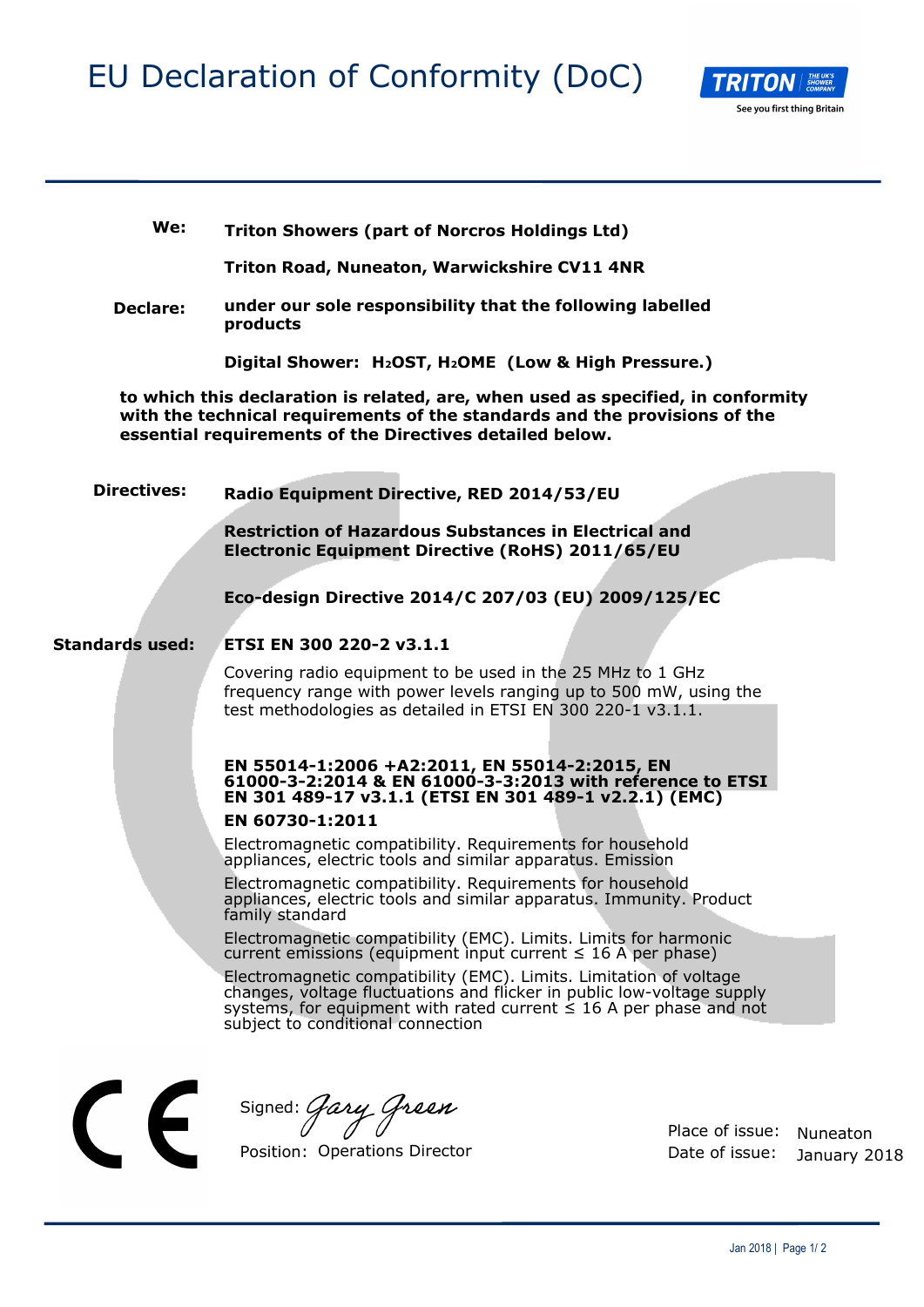# EU Declaration of Conformity (DoC)

TRITON — See you first thing Britain

**We:** **Triton Showers (part of Norcros Holdings Ltd)**

**Triton Road, Nuneaton, Warwickshire CV11 4NR**

**Declare:** **under our sole responsibility that the following labelled products**

**Digital Shower: $H_2$OST, $H_2$OME (Low & High Pressure.)**

**to which this declaration is related, are, when used as specified, in conformity with the technical requirements of the standards and the provisions of the essential requirements of the Directives detailed below.**

**Directives:** **Radio Equipment Directive, RED 2014/53/EU**

**Restriction of Hazardous Substances in Electrical and Electronic Equipment Directive (RoHS) 2011/65/EU**

**Eco-design Directive 2014/C 207/03 (EU) 2009/125/EC**

**Standards used:** **ETSI EN 300 220-2 v3.1.1**

Covering radio equipment to be used in the 25 MHz to 1 GHz frequency range with power levels ranging up to 500 mW, using the test methodologies as detailed in ETSI EN 300 220-1 v3.1.1.

**EN 55014-1:2006 +A2:2011, EN 55014-2:2015, EN 61000-3-2:2014 & EN 61000-3-3:2013 with reference to ETSI EN 301 489-17 v3.1.1 (ETSI EN 301 489-1 v2.2.1) (EMC)**

**EN 60730-1:2011**

Electromagnetic compatibility. Requirements for household appliances, electric tools and similar apparatus. Emission

Electromagnetic compatibility. Requirements for household appliances, electric tools and similar apparatus. Immunity. Product family standard

Electromagnetic compatibility (EMC). Limits. Limits for harmonic current emissions (equipment input current ≤ 16 A per phase)

Electromagnetic compatibility (EMC). Limits. Limitation of voltage changes, voltage fluctuations and flicker in public low-voltage supply systems, for equipment with rated current ≤ 16 A per phase and not subject to conditional connection

CE

Signed: *Gary Green*

Position: Operations Director

Place of issue: Nuneaton

Date of issue: January 2018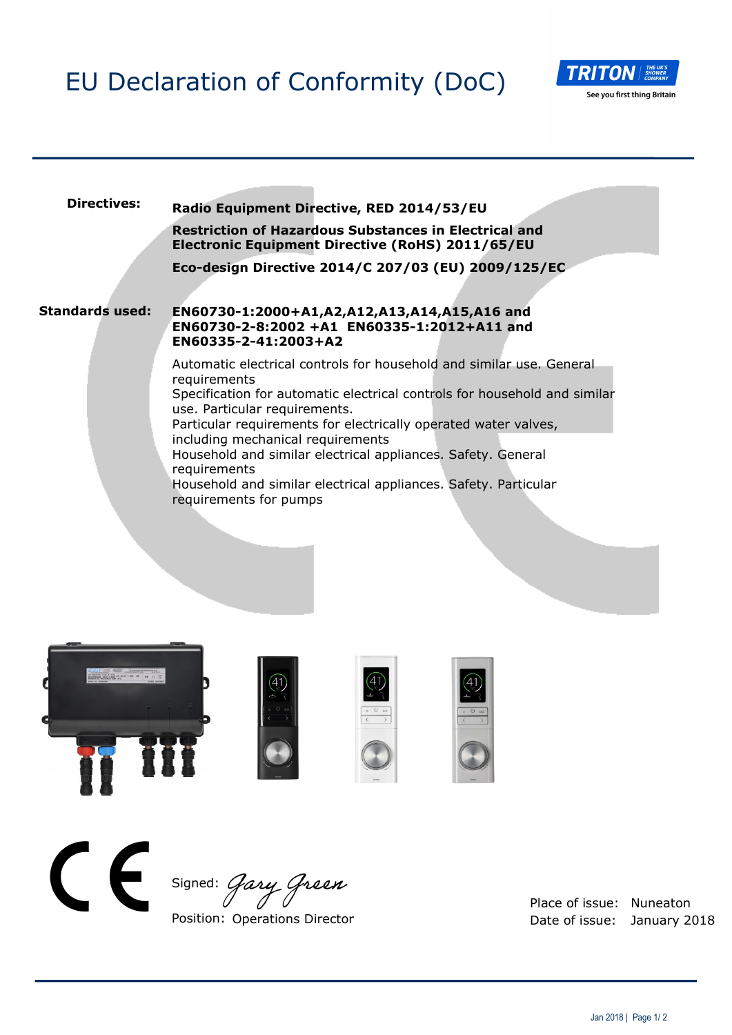# EU Declaration of Conformity (DoC)

TRITON THE UK'S SHOWER COMPANY
See you first thing Britain

**Directives:**

**Radio Equipment Directive, RED 2014/53/EU**

**Restriction of Hazardous Substances in Electrical and Electronic Equipment Directive (RoHS) 2011/65/EU**

**Eco-design Directive 2014/C 207/03 (EU) 2009/125/EC**

**Standards used:**

**EN60730-1:2000+A1,A2,A12,A13,A14,A15,A16 and EN60730-2-8:2002 +A1 EN60335-1:2012+A11 and EN60335-2-41:2003+A2**

Automatic electrical controls for household and similar use. General requirements
Specification for automatic electrical controls for household and similar use. Particular requirements.
Particular requirements for electrically operated water valves, including mechanical requirements
Household and similar electrical appliances. Safety. General requirements
Household and similar electrical appliances. Safety. Particular requirements for pumps

CE

Signed: Gary Green
Position: Operations Director

Place of issue: Nuneaton
Date of issue: January 2018